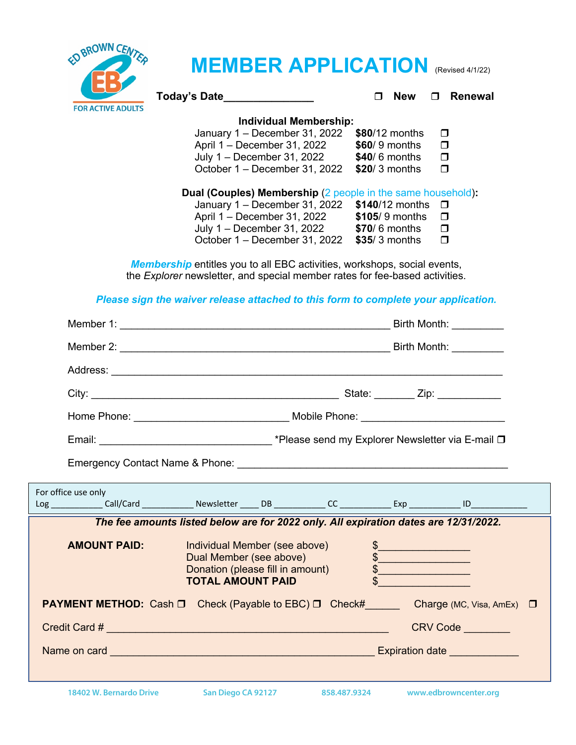ED BROWN CENTER
EBC
FOR ACTIVE ADULTS

# MEMBER APPLICATION (Revised 4/1/22)

**Today's Date**______________ ❐ **New** ❐ **Renewal**

**Individual Membership:**

| | | |
|---|---|---|
| January 1 – December 31, 2022 | **$80**/12 months | ❐ |
| April 1 – December 31, 2022 | **$60**/ 9 months | ❐ |
| July 1 – December 31, 2022 | **$40**/ 6 months | ❐ |
| October 1 – December 31, 2022 | **$20**/ 3 months | ❐ |

**Dual (Couples) Membership** (2 people in the same household)**:**

| | | |
|---|---|---|
| January 1 – December 31, 2022 | **$140**/12 months | ❐ |
| April 1 – December 31, 2022 | **$105**/ 9 months | ❐ |
| July 1 – December 31, 2022 | **$70**/ 6 months | ❐ |
| October 1 – December 31, 2022 | **$35**/ 3 months | ❐ |

***Membership*** entitles you to all EBC activities, workshops, social events, the *Explorer* newsletter, and special member rates for fee-based activities.

***Please sign the waiver release attached to this form to complete your application.***

Member 1: ______________________________________________ Birth Month: _________

Member 2: ______________________________________________ Birth Month: _________

Address: ______________________________________________________________________

City: ____________________________________________ State: _______ Zip: ___________

Home Phone: ___________________________ Mobile Phone: _________________________

Email: ______________________________ *Please send my Explorer Newsletter via E-mail ❐

Emergency Contact Name & Phone: ________________________________________________

For office use only
Log ___________ Call/Card ___________ Newsletter ____ DB ___________ CC ___________ Exp ___________ ID____________

***The fee amounts listed below are for 2022 only. All expiration dates are 12/31/2022.***

| **AMOUNT PAID:** | | |
|---|---|---|
| | Individual Member (see above) | $________________ |
| | Dual Member (see above) | $________________ |
| | Donation (please fill in amount) | $________________ |
| | **TOTAL AMOUNT PAID** | $________________ |

**PAYMENT METHOD:** Cash ❐ Check (Payable to EBC) ❐ Check#______ Charge (MC, Visa, AmEx) ❐

Credit Card # _________________________________________________ CRV Code ________

Name on card _______________________________________________ Expiration date ____________

18402 W. Bernardo Drive San Diego CA 92127 858.487.9324 www.edbrowncenter.org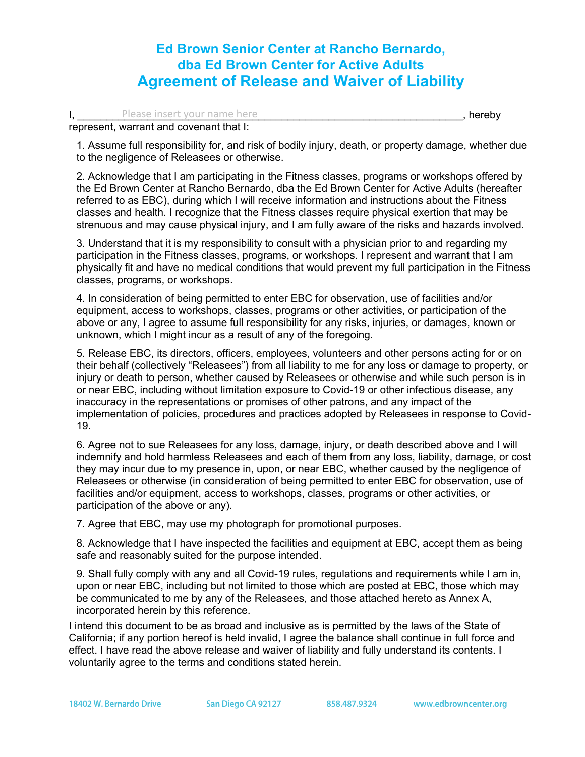# Ed Brown Senior Center at Rancho Bernardo, dba Ed Brown Center for Active Adults

## Agreement of Release and Waiver of Liability

I, ________Please insert your name here________________________________, hereby represent, warrant and covenant that I:

1. Assume full responsibility for, and risk of bodily injury, death, or property damage, whether due to the negligence of Releasees or otherwise.

2. Acknowledge that I am participating in the Fitness classes, programs or workshops offered by the Ed Brown Center at Rancho Bernardo, dba the Ed Brown Center for Active Adults (hereafter referred to as EBC), during which I will receive information and instructions about the Fitness classes and health. I recognize that the Fitness classes require physical exertion that may be strenuous and may cause physical injury, and I am fully aware of the risks and hazards involved.

3. Understand that it is my responsibility to consult with a physician prior to and regarding my participation in the Fitness classes, programs, or workshops. I represent and warrant that I am physically fit and have no medical conditions that would prevent my full participation in the Fitness classes, programs, or workshops.

4. In consideration of being permitted to enter EBC for observation, use of facilities and/or equipment, access to workshops, classes, programs or other activities, or participation of the above or any, I agree to assume full responsibility for any risks, injuries, or damages, known or unknown, which I might incur as a result of any of the foregoing.

5. Release EBC, its directors, officers, employees, volunteers and other persons acting for or on their behalf (collectively "Releasees") from all liability to me for any loss or damage to property, or injury or death to person, whether caused by Releasees or otherwise and while such person is in or near EBC, including without limitation exposure to Covid-19 or other infectious disease, any inaccuracy in the representations or promises of other patrons, and any impact of the implementation of policies, procedures and practices adopted by Releasees in response to Covid-19.

6. Agree not to sue Releasees for any loss, damage, injury, or death described above and I will indemnify and hold harmless Releasees and each of them from any loss, liability, damage, or cost they may incur due to my presence in, upon, or near EBC, whether caused by the negligence of Releasees or otherwise (in consideration of being permitted to enter EBC for observation, use of facilities and/or equipment, access to workshops, classes, programs or other activities, or participation of the above or any).

7. Agree that EBC, may use my photograph for promotional purposes.

8. Acknowledge that I have inspected the facilities and equipment at EBC, accept them as being safe and reasonably suited for the purpose intended.

9. Shall fully comply with any and all Covid-19 rules, regulations and requirements while I am in, upon or near EBC, including but not limited to those which are posted at EBC, those which may be communicated to me by any of the Releasees, and those attached hereto as Annex A, incorporated herein by this reference.

I intend this document to be as broad and inclusive as is permitted by the laws of the State of California; if any portion hereof is held invalid, I agree the balance shall continue in full force and effect. I have read the above release and waiver of liability and fully understand its contents. I voluntarily agree to the terms and conditions stated herein.

18402 W. Bernardo Drive | San Diego CA 92127 | 858.487.9324 | www.edbrowncenter.org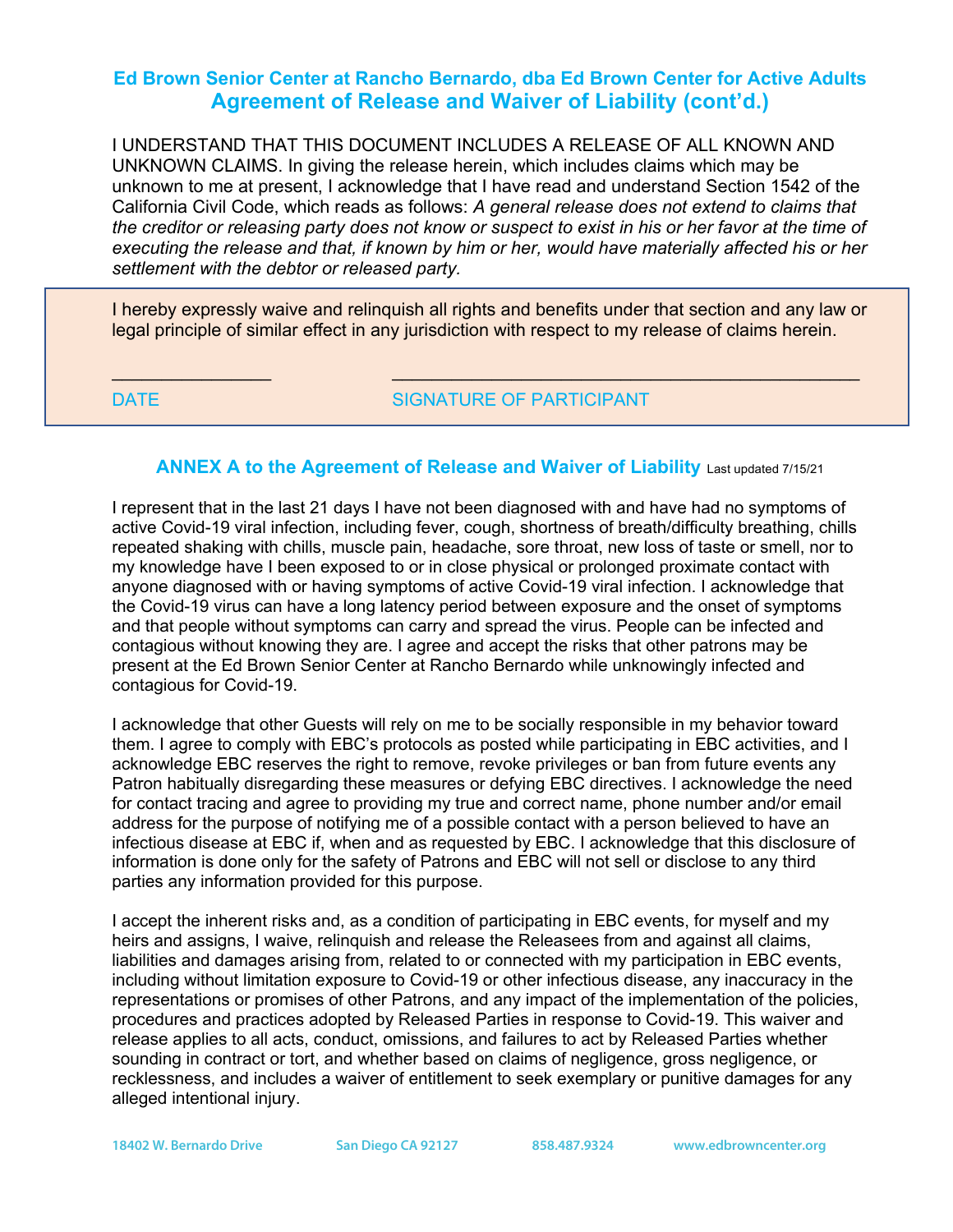## Ed Brown Senior Center at Rancho Bernardo, dba Ed Brown Center for Active Adults
## Agreement of Release and Waiver of Liability (cont'd.)

I UNDERSTAND THAT THIS DOCUMENT INCLUDES A RELEASE OF ALL KNOWN AND UNKNOWN CLAIMS. In giving the release herein, which includes claims which may be unknown to me at present, I acknowledge that I have read and understand Section 1542 of the California Civil Code, which reads as follows: *A general release does not extend to claims that the creditor or releasing party does not know or suspect to exist in his or her favor at the time of executing the release and that, if known by him or her, would have materially affected his or her settlement with the debtor or released party.*

I hereby expressly waive and relinquish all rights and benefits under that section and any law or legal principle of similar effect in any jurisdiction with respect to my release of claims herein.

_______________ DATE

_______________________________________________ SIGNATURE OF PARTICIPANT

### ANNEX A to the Agreement of Release and Waiver of Liability
Last updated 7/15/21

I represent that in the last 21 days I have not been diagnosed with and have had no symptoms of active Covid-19 viral infection, including fever, cough, shortness of breath/difficulty breathing, chills repeated shaking with chills, muscle pain, headache, sore throat, new loss of taste or smell, nor to my knowledge have I been exposed to or in close physical or prolonged proximate contact with anyone diagnosed with or having symptoms of active Covid-19 viral infection. I acknowledge that the Covid-19 virus can have a long latency period between exposure and the onset of symptoms and that people without symptoms can carry and spread the virus. People can be infected and contagious without knowing they are. I agree and accept the risks that other patrons may be present at the Ed Brown Senior Center at Rancho Bernardo while unknowingly infected and contagious for Covid-19.

I acknowledge that other Guests will rely on me to be socially responsible in my behavior toward them. I agree to comply with EBC's protocols as posted while participating in EBC activities, and I acknowledge EBC reserves the right to remove, revoke privileges or ban from future events any Patron habitually disregarding these measures or defying EBC directives. I acknowledge the need for contact tracing and agree to providing my true and correct name, phone number and/or email address for the purpose of notifying me of a possible contact with a person believed to have an infectious disease at EBC if, when and as requested by EBC. I acknowledge that this disclosure of information is done only for the safety of Patrons and EBC will not sell or disclose to any third parties any information provided for this purpose.

I accept the inherent risks and, as a condition of participating in EBC events, for myself and my heirs and assigns, I waive, relinquish and release the Releasees from and against all claims, liabilities and damages arising from, related to or connected with my participation in EBC events, including without limitation exposure to Covid-19 or other infectious disease, any inaccuracy in the representations or promises of other Patrons, and any impact of the implementation of the policies, procedures and practices adopted by Released Parties in response to Covid-19. This waiver and release applies to all acts, conduct, omissions, and failures to act by Released Parties whether sounding in contract or tort, and whether based on claims of negligence, gross negligence, or recklessness, and includes a waiver of entitlement to seek exemplary or punitive damages for any alleged intentional injury.

18402 W. Bernardo Drive San Diego CA 92127 858.487.9324 www.edbrowncenter.org